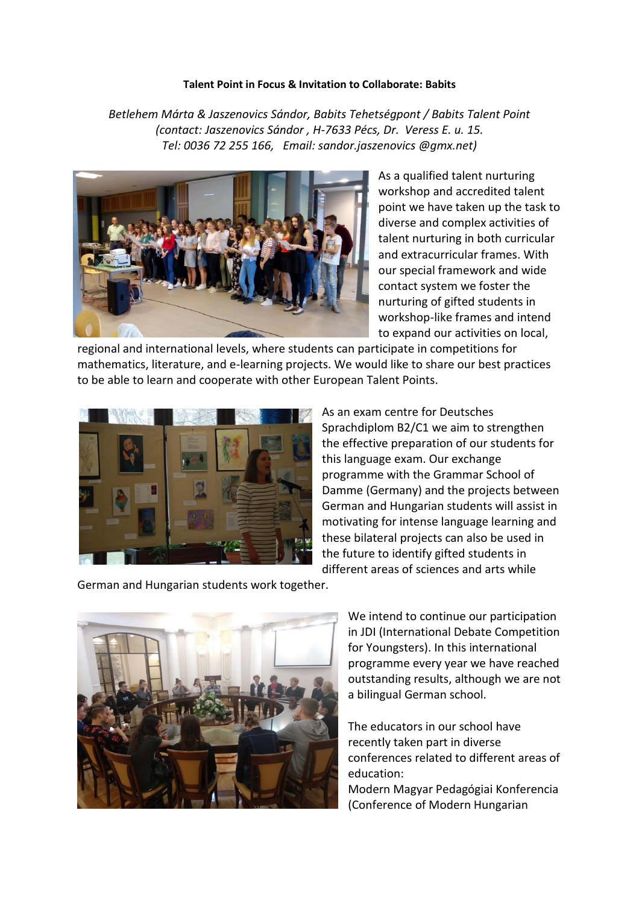**Talent Point in Focus & Invitation to Collaborate: Babits**

*Betlehem Márta & Jaszenovics Sándor, Babits Tehetségpont / Babits Talent Point (contact: Jaszenovics Sándor , H-7633 Pécs, Dr. Veress E. u. 15. Tel: 0036 72 255 166, Email: sandor.jaszenovics @gmx.net)*

As a qualified talent nurturing workshop and accredited talent point we have taken up the task to diverse and complex activities of talent nurturing in both curricular and extracurricular frames. With our special framework and wide contact system we foster the nurturing of gifted students in workshop-like frames and intend to expand our activities on local, regional and international levels, where students can participate in competitions for mathematics, literature, and e-learning projects. We would like to share our best practices to be able to learn and cooperate with other European Talent Points.

As an exam centre for Deutsches Sprachdiplom B2/C1 we aim to strengthen the effective preparation of our students for this language exam. Our exchange programme with the Grammar School of Damme (Germany) and the projects between German and Hungarian students will assist in motivating for intense language learning and these bilateral projects can also be used in the future to identify gifted students in different areas of sciences and arts while German and Hungarian students work together.

We intend to continue our participation in JDI (International Debate Competition for Youngsters). In this international programme every year we have reached outstanding results, although we are not a bilingual German school.

The educators in our school have recently taken part in diverse conferences related to different areas of education:
Modern Magyar Pedagógiai Konferencia (Conference of Modern Hungarian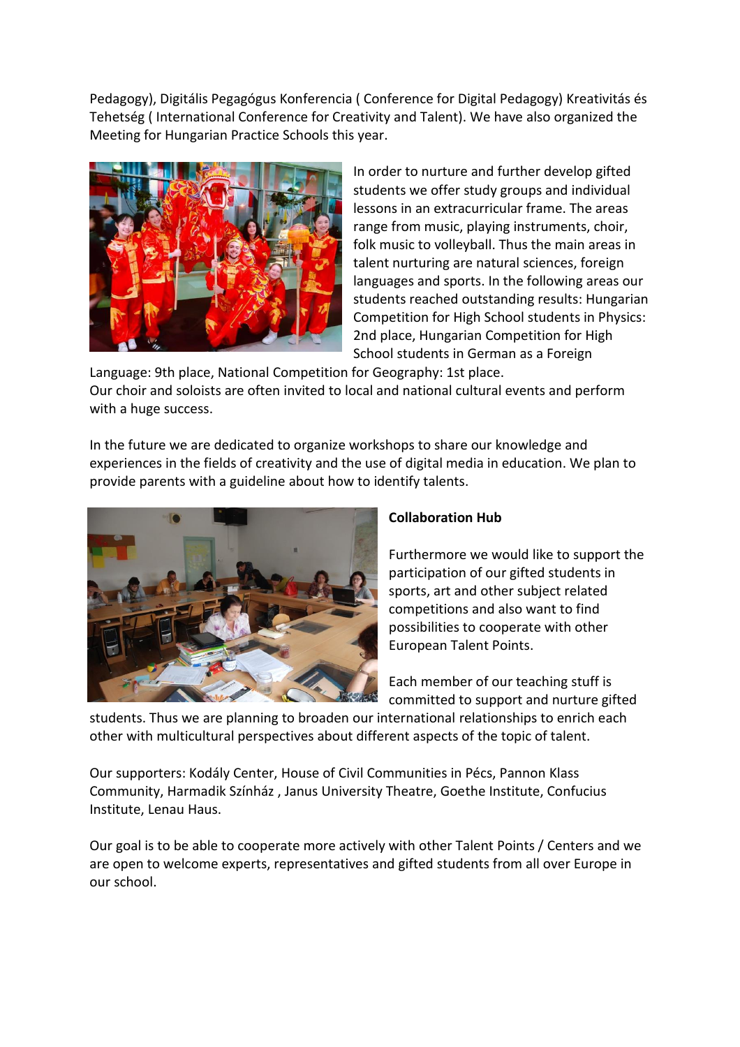Pedagogy), Digitális Pegagógus Konferencia ( Conference for Digital Pedagogy) Kreativitás és Tehetség ( International Conference for Creativity and Talent). We have also organized the Meeting for Hungarian Practice Schools this year.

In order to nurture and further develop gifted students we offer study groups and individual lessons in an extracurricular frame. The areas range from music, playing instruments, choir, folk music to volleyball. Thus the main areas in talent nurturing are natural sciences, foreign languages and sports. In the following areas our students reached outstanding results: Hungarian Competition for High School students in Physics: 2nd place, Hungarian Competition for High School students in German as a Foreign Language: 9th place, National Competition for Geography: 1st place.
Our choir and soloists are often invited to local and national cultural events and perform with a huge success.

In the future we are dedicated to organize workshops to share our knowledge and experiences in the fields of creativity and the use of digital media in education. We plan to provide parents with a guideline about how to identify talents.

**Collaboration Hub**

Furthermore we would like to support the participation of our gifted students in sports, art and other subject related competitions and also want to find possibilities to cooperate with other European Talent Points.

Each member of our teaching stuff is committed to support and nurture gifted students. Thus we are planning to broaden our international relationships to enrich each other with multicultural perspectives about different aspects of the topic of talent.

Our supporters: Kodály Center, House of Civil Communities in Pécs, Pannon Klass Community, Harmadik Színház , Janus University Theatre, Goethe Institute, Confucius Institute, Lenau Haus.

Our goal is to be able to cooperate more actively with other Talent Points / Centers and we are open to welcome experts, representatives and gifted students from all over Europe in our school.